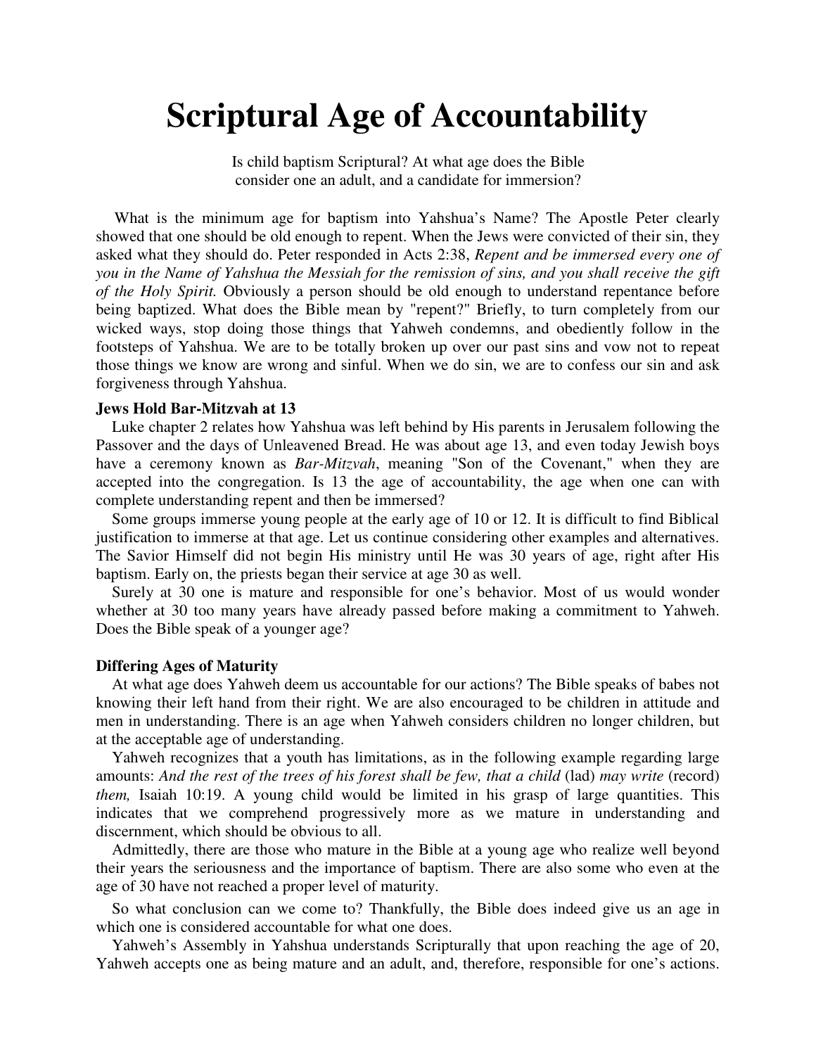# Scriptural Age of Accountability

Is child baptism Scriptural? At what age does the Bible consider one an adult, and a candidate for immersion?

What is the minimum age for baptism into Yahshua's Name? The Apostle Peter clearly showed that one should be old enough to repent. When the Jews were convicted of their sin, they asked what they should do. Peter responded in Acts 2:38, *Repent and be immersed every one of you in the Name of Yahshua the Messiah for the remission of sins, and you shall receive the gift of the Holy Spirit.* Obviously a person should be old enough to understand repentance before being baptized. What does the Bible mean by "repent?" Briefly, to turn completely from our wicked ways, stop doing those things that Yahweh condemns, and obediently follow in the footsteps of Yahshua. We are to be totally broken up over our past sins and vow not to repeat those things we know are wrong and sinful. When we do sin, we are to confess our sin and ask forgiveness through Yahshua.

### Jews Hold Bar-Mitzvah at 13

Luke chapter 2 relates how Yahshua was left behind by His parents in Jerusalem following the Passover and the days of Unleavened Bread. He was about age 13, and even today Jewish boys have a ceremony known as *Bar-Mitzvah*, meaning "Son of the Covenant," when they are accepted into the congregation. Is 13 the age of accountability, the age when one can with complete understanding repent and then be immersed?

Some groups immerse young people at the early age of 10 or 12. It is difficult to find Biblical justification to immerse at that age. Let us continue considering other examples and alternatives. The Savior Himself did not begin His ministry until He was 30 years of age, right after His baptism. Early on, the priests began their service at age 30 as well.

Surely at 30 one is mature and responsible for one's behavior. Most of us would wonder whether at 30 too many years have already passed before making a commitment to Yahweh. Does the Bible speak of a younger age?

### Differing Ages of Maturity

At what age does Yahweh deem us accountable for our actions? The Bible speaks of babes not knowing their left hand from their right. We are also encouraged to be children in attitude and men in understanding. There is an age when Yahweh considers children no longer children, but at the acceptable age of understanding.

Yahweh recognizes that a youth has limitations, as in the following example regarding large amounts: *And the rest of the trees of his forest shall be few, that a child* (lad) *may write* (record) *them,* Isaiah 10:19. A young child would be limited in his grasp of large quantities. This indicates that we comprehend progressively more as we mature in understanding and discernment, which should be obvious to all.

Admittedly, there are those who mature in the Bible at a young age who realize well beyond their years the seriousness and the importance of baptism. There are also some who even at the age of 30 have not reached a proper level of maturity.

So what conclusion can we come to? Thankfully, the Bible does indeed give us an age in which one is considered accountable for what one does.

Yahweh's Assembly in Yahshua understands Scripturally that upon reaching the age of 20, Yahweh accepts one as being mature and an adult, and, therefore, responsible for one's actions.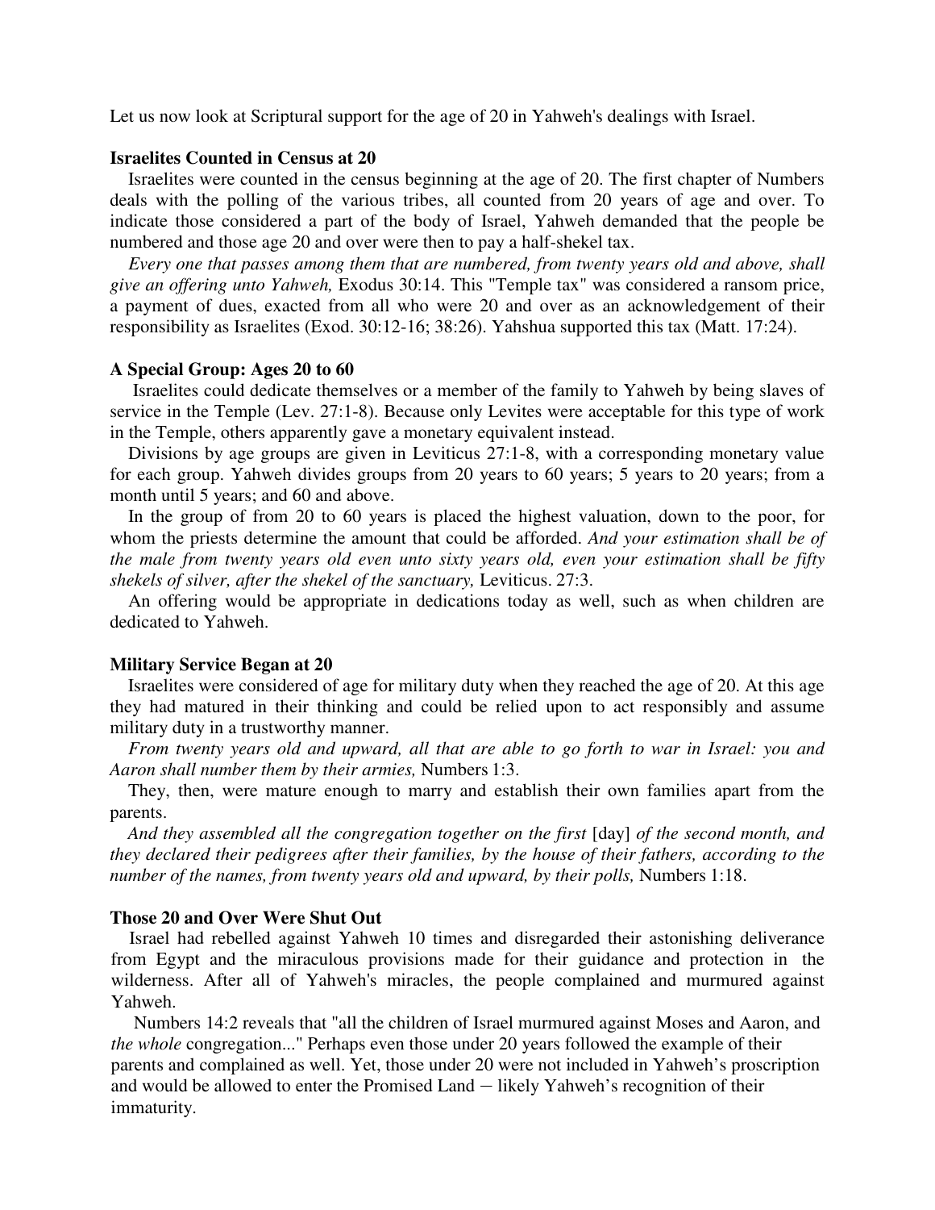Let us now look at Scriptural support for the age of 20 in Yahweh's dealings with Israel.

**Israelites Counted in Census at 20**

Israelites were counted in the census beginning at the age of 20. The first chapter of Numbers deals with the polling of the various tribes, all counted from 20 years of age and over. To indicate those considered a part of the body of Israel, Yahweh demanded that the people be numbered and those age 20 and over were then to pay a half-shekel tax.

*Every one that passes among them that are numbered, from twenty years old and above, shall give an offering unto Yahweh,* Exodus 30:14. This "Temple tax" was considered a ransom price, a payment of dues, exacted from all who were 20 and over as an acknowledgement of their responsibility as Israelites (Exod. 30:12-16; 38:26). Yahshua supported this tax (Matt. 17:24).

**A Special Group: Ages 20 to 60**

Israelites could dedicate themselves or a member of the family to Yahweh by being slaves of service in the Temple (Lev. 27:1-8). Because only Levites were acceptable for this type of work in the Temple, others apparently gave a monetary equivalent instead.

Divisions by age groups are given in Leviticus 27:1-8, with a corresponding monetary value for each group. Yahweh divides groups from 20 years to 60 years; 5 years to 20 years; from a month until 5 years; and 60 and above.

In the group of from 20 to 60 years is placed the highest valuation, down to the poor, for whom the priests determine the amount that could be afforded. *And your estimation shall be of the male from twenty years old even unto sixty years old, even your estimation shall be fifty shekels of silver, after the shekel of the sanctuary,* Leviticus. 27:3.

An offering would be appropriate in dedications today as well, such as when children are dedicated to Yahweh.

**Military Service Began at 20**

Israelites were considered of age for military duty when they reached the age of 20. At this age they had matured in their thinking and could be relied upon to act responsibly and assume military duty in a trustworthy manner.

*From twenty years old and upward, all that are able to go forth to war in Israel: you and Aaron shall number them by their armies,* Numbers 1:3.

They, then, were mature enough to marry and establish their own families apart from the parents.

*And they assembled all the congregation together on the first* [day] *of the second month, and they declared their pedigrees after their families, by the house of their fathers, according to the number of the names, from twenty years old and upward, by their polls,* Numbers 1:18.

**Those 20 and Over Were Shut Out**

Israel had rebelled against Yahweh 10 times and disregarded their astonishing deliverance from Egypt and the miraculous provisions made for their guidance and protection in the wilderness. After all of Yahweh's miracles, the people complained and murmured against Yahweh.

Numbers 14:2 reveals that "all the children of Israel murmured against Moses and Aaron, and *the whole* congregation..." Perhaps even those under 20 years followed the example of their parents and complained as well. Yet, those under 20 were not included in Yahweh's proscription and would be allowed to enter the Promised Land – likely Yahweh's recognition of their immaturity.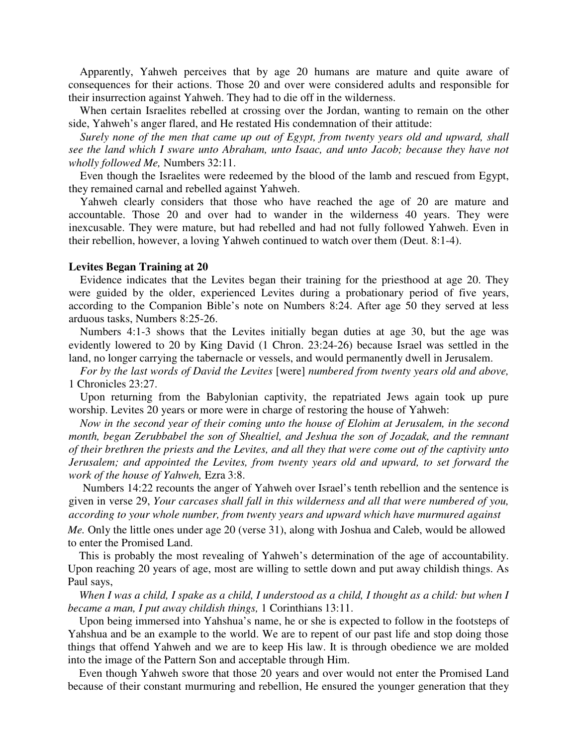Apparently, Yahweh perceives that by age 20 humans are mature and quite aware of consequences for their actions. Those 20 and over were considered adults and responsible for their insurrection against Yahweh. They had to die off in the wilderness.

When certain Israelites rebelled at crossing over the Jordan, wanting to remain on the other side, Yahweh's anger flared, and He restated His condemnation of their attitude:

*Surely none of the men that came up out of Egypt, from twenty years old and upward, shall see the land which I sware unto Abraham, unto Isaac, and unto Jacob; because they have not wholly followed Me,* Numbers 32:11.

Even though the Israelites were redeemed by the blood of the lamb and rescued from Egypt, they remained carnal and rebelled against Yahweh.

Yahweh clearly considers that those who have reached the age of 20 are mature and accountable. Those 20 and over had to wander in the wilderness 40 years. They were inexcusable. They were mature, but had rebelled and had not fully followed Yahweh. Even in their rebellion, however, a loving Yahweh continued to watch over them (Deut. 8:1-4).

**Levites Began Training at 20**

Evidence indicates that the Levites began their training for the priesthood at age 20. They were guided by the older, experienced Levites during a probationary period of five years, according to the Companion Bible's note on Numbers 8:24. After age 50 they served at less arduous tasks, Numbers 8:25-26.

Numbers 4:1-3 shows that the Levites initially began duties at age 30, but the age was evidently lowered to 20 by King David (1 Chron. 23:24-26) because Israel was settled in the land, no longer carrying the tabernacle or vessels, and would permanently dwell in Jerusalem.

*For by the last words of David the Levites* [were] *numbered from twenty years old and above,* 1 Chronicles 23:27.

Upon returning from the Babylonian captivity, the repatriated Jews again took up pure worship. Levites 20 years or more were in charge of restoring the house of Yahweh:

*Now in the second year of their coming unto the house of Elohim at Jerusalem, in the second month, began Zerubbabel the son of Shealtiel, and Jeshua the son of Jozadak, and the remnant of their brethren the priests and the Levites, and all they that were come out of the captivity unto Jerusalem; and appointed the Levites, from twenty years old and upward, to set forward the work of the house of Yahweh,* Ezra 3:8.

Numbers 14:22 recounts the anger of Yahweh over Israel's tenth rebellion and the sentence is given in verse 29, *Your carcases shall fall in this wilderness and all that were numbered of you, according to your whole number, from twenty years and upward which have murmured against Me.* Only the little ones under age 20 (verse 31), along with Joshua and Caleb, would be allowed to enter the Promised Land.

This is probably the most revealing of Yahweh's determination of the age of accountability. Upon reaching 20 years of age, most are willing to settle down and put away childish things. As Paul says,

*When I was a child, I spake as a child, I understood as a child, I thought as a child: but when I became a man, I put away childish things,* 1 Corinthians 13:11.

Upon being immersed into Yahshua's name, he or she is expected to follow in the footsteps of Yahshua and be an example to the world. We are to repent of our past life and stop doing those things that offend Yahweh and we are to keep His law. It is through obedience we are molded into the image of the Pattern Son and acceptable through Him.

Even though Yahweh swore that those 20 years and over would not enter the Promised Land because of their constant murmuring and rebellion, He ensured the younger generation that they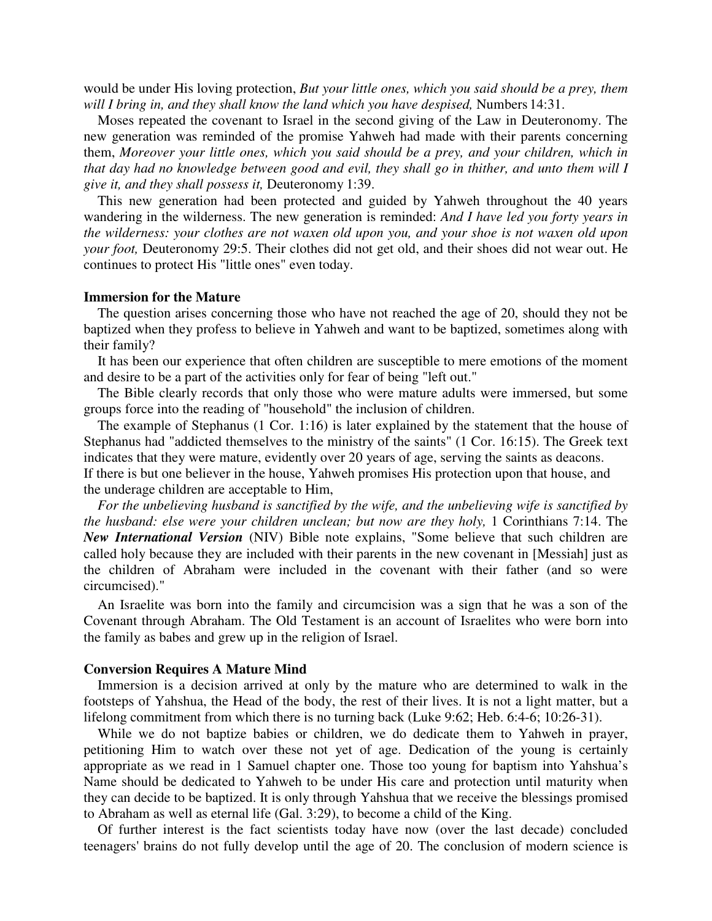would be under His loving protection, *But your little ones, which you said should be a prey, them will I bring in, and they shall know the land which you have despised,* Numbers 14:31.

Moses repeated the covenant to Israel in the second giving of the Law in Deuteronomy. The new generation was reminded of the promise Yahweh had made with their parents concerning them, *Moreover your little ones, which you said should be a prey, and your children, which in that day had no knowledge between good and evil, they shall go in thither, and unto them will I give it, and they shall possess it,* Deuteronomy 1:39.

This new generation had been protected and guided by Yahweh throughout the 40 years wandering in the wilderness. The new generation is reminded: *And I have led you forty years in the wilderness: your clothes are not waxen old upon you, and your shoe is not waxen old upon your foot,* Deuteronomy 29:5. Their clothes did not get old, and their shoes did not wear out. He continues to protect His "little ones" even today.

**Immersion for the Mature**

The question arises concerning those who have not reached the age of 20, should they not be baptized when they profess to believe in Yahweh and want to be baptized, sometimes along with their family?

It has been our experience that often children are susceptible to mere emotions of the moment and desire to be a part of the activities only for fear of being "left out."

The Bible clearly records that only those who were mature adults were immersed, but some groups force into the reading of "household" the inclusion of children.

The example of Stephanus (1 Cor. 1:16) is later explained by the statement that the house of Stephanus had "addicted themselves to the ministry of the saints" (1 Cor. 16:15). The Greek text indicates that they were mature, evidently over 20 years of age, serving the saints as deacons. If there is but one believer in the house, Yahweh promises His protection upon that house, and the underage children are acceptable to Him,

*For the unbelieving husband is sanctified by the wife, and the unbelieving wife is sanctified by the husband: else were your children unclean; but now are they holy,* 1 Corinthians 7:14. The ***New International Version*** (NIV) Bible note explains, "Some believe that such children are called holy because they are included with their parents in the new covenant in [Messiah] just as the children of Abraham were included in the covenant with their father (and so were circumcised)."

An Israelite was born into the family and circumcision was a sign that he was a son of the Covenant through Abraham. The Old Testament is an account of Israelites who were born into the family as babes and grew up in the religion of Israel.

**Conversion Requires A Mature Mind**

Immersion is a decision arrived at only by the mature who are determined to walk in the footsteps of Yahshua, the Head of the body, the rest of their lives. It is not a light matter, but a lifelong commitment from which there is no turning back (Luke 9:62; Heb. 6:4-6; 10:26-31).

While we do not baptize babies or children, we do dedicate them to Yahweh in prayer, petitioning Him to watch over these not yet of age. Dedication of the young is certainly appropriate as we read in 1 Samuel chapter one. Those too young for baptism into Yahshua's Name should be dedicated to Yahweh to be under His care and protection until maturity when they can decide to be baptized. It is only through Yahshua that we receive the blessings promised to Abraham as well as eternal life (Gal. 3:29), to become a child of the King.

Of further interest is the fact scientists today have now (over the last decade) concluded teenagers' brains do not fully develop until the age of 20. The conclusion of modern science is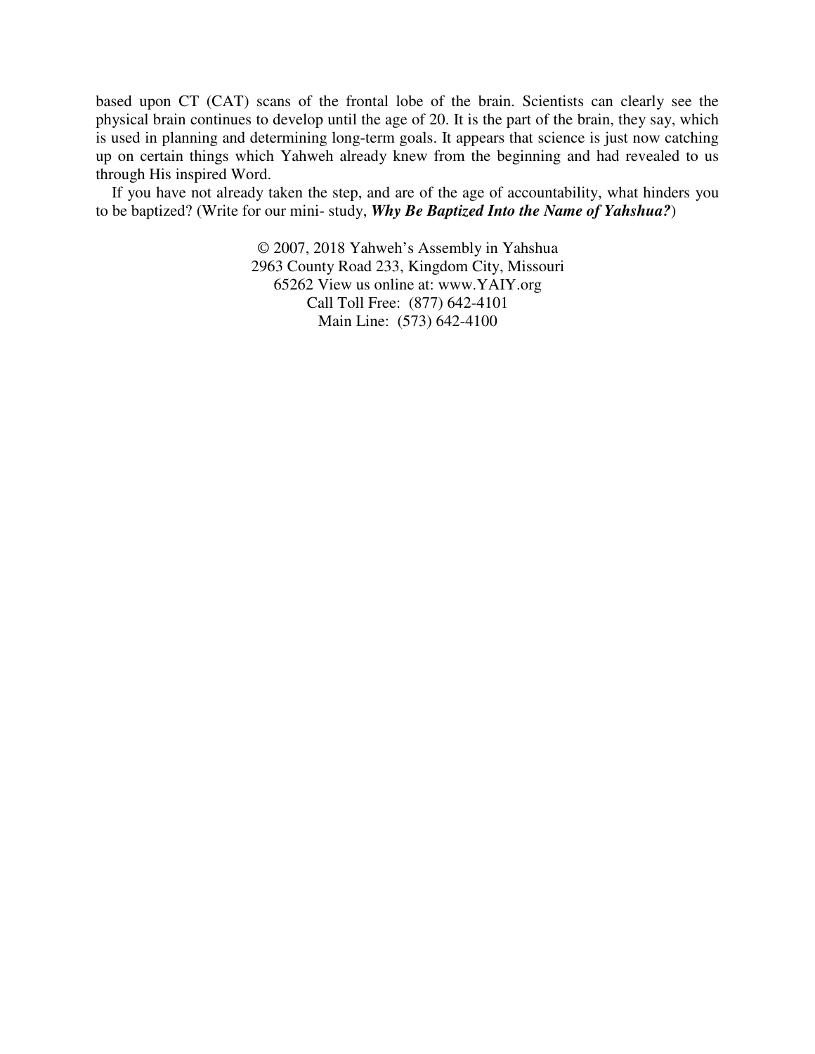based upon CT (CAT) scans of the frontal lobe of the brain. Scientists can clearly see the physical brain continues to develop until the age of 20. It is the part of the brain, they say, which is used in planning and determining long-term goals. It appears that science is just now catching up on certain things which Yahweh already knew from the beginning and had revealed to us through His inspired Word.

If you have not already taken the step, and are of the age of accountability, what hinders you to be baptized? (Write for our mini- study, ***Why Be Baptized Into the Name of Yahshua?***)

© 2007, 2018 Yahweh's Assembly in Yahshua
2963 County Road 233, Kingdom City, Missouri
65262 View us online at: www.YAIY.org
Call Toll Free: (877) 642-4101
Main Line: (573) 642-4100